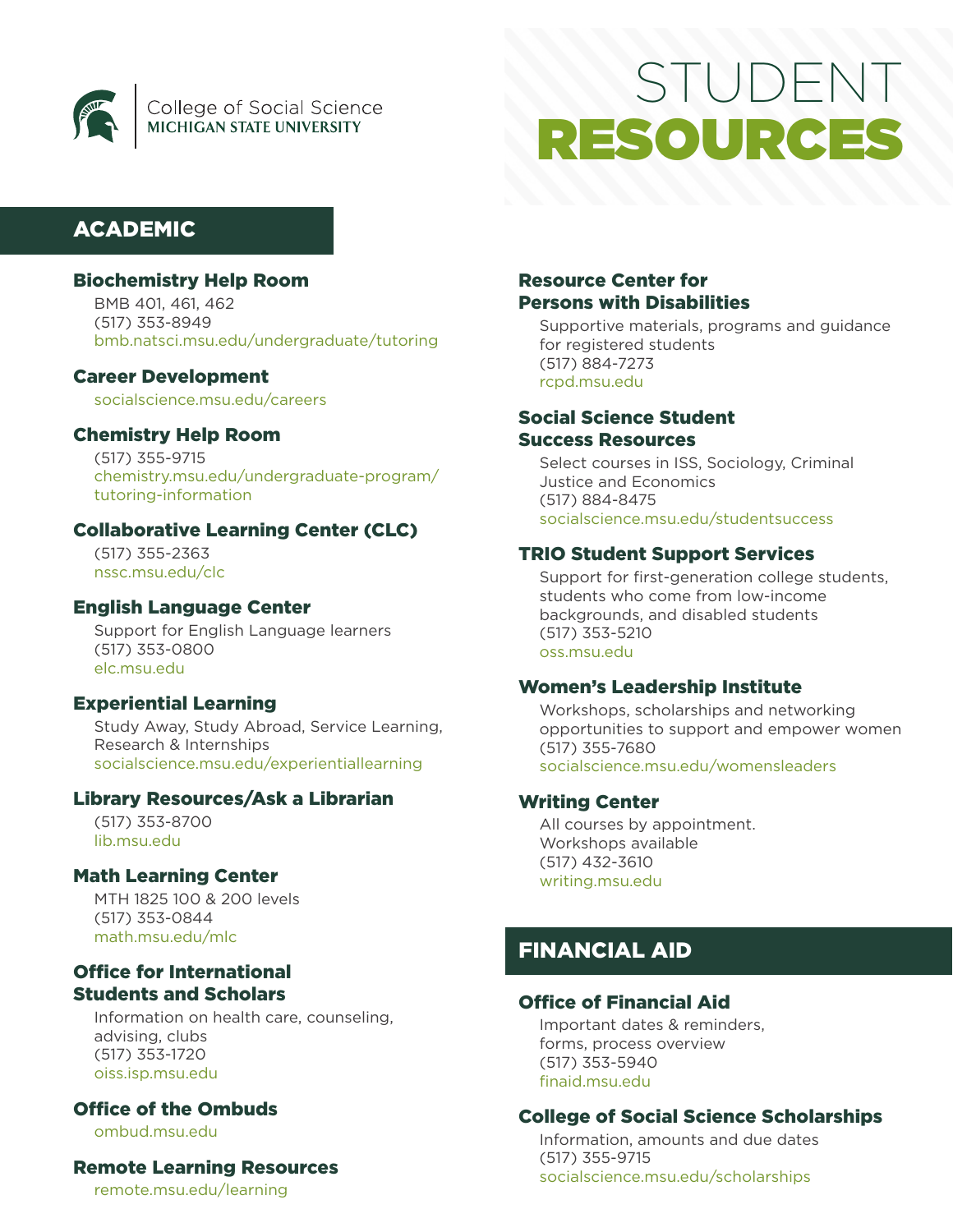College of Social Science
MICHIGAN STATE UNIVERSITY

# STUDENT RESOURCES

## ACADEMIC

### Biochemistry Help Room

BMB 401, 461, 462
(517) 353-8949
bmb.natsci.msu.edu/undergraduate/tutoring

### Career Development

socialscience.msu.edu/careers

### Chemistry Help Room

(517) 355-9715
chemistry.msu.edu/undergraduate-program/tutoring-information

### Collaborative Learning Center (CLC)

(517) 355-2363
nssc.msu.edu/clc

### English Language Center

Support for English Language learners
(517) 353-0800
elc.msu.edu

### Experiential Learning

Study Away, Study Abroad, Service Learning, Research & Internships
socialscience.msu.edu/experientiallearning

### Library Resources/Ask a Librarian

(517) 353-8700
lib.msu.edu

### Math Learning Center

MTH 1825 100 & 200 levels
(517) 353-0844
math.msu.edu/mlc

### Office for International Students and Scholars

Information on health care, counseling, advising, clubs
(517) 353-1720
oiss.isp.msu.edu

### Office of the Ombuds

ombud.msu.edu

### Remote Learning Resources

remote.msu.edu/learning

### Resource Center for Persons with Disabilities

Supportive materials, programs and guidance for registered students
(517) 884-7273
rcpd.msu.edu

### Social Science Student Success Resources

Select courses in ISS, Sociology, Criminal Justice and Economics
(517) 884-8475
socialscience.msu.edu/studentsuccess

### TRIO Student Support Services

Support for first-generation college students, students who come from low-income backgrounds, and disabled students
(517) 353-5210
oss.msu.edu

### Women's Leadership Institute

Workshops, scholarships and networking opportunities to support and empower women
(517) 355-7680
socialscience.msu.edu/womensleaders

### Writing Center

All courses by appointment.
Workshops available
(517) 432-3610
writing.msu.edu

## FINANCIAL AID

### Office of Financial Aid

Important dates & reminders, forms, process overview
(517) 353-5940
finaid.msu.edu

### College of Social Science Scholarships

Information, amounts and due dates
(517) 355-9715
socialscience.msu.edu/scholarships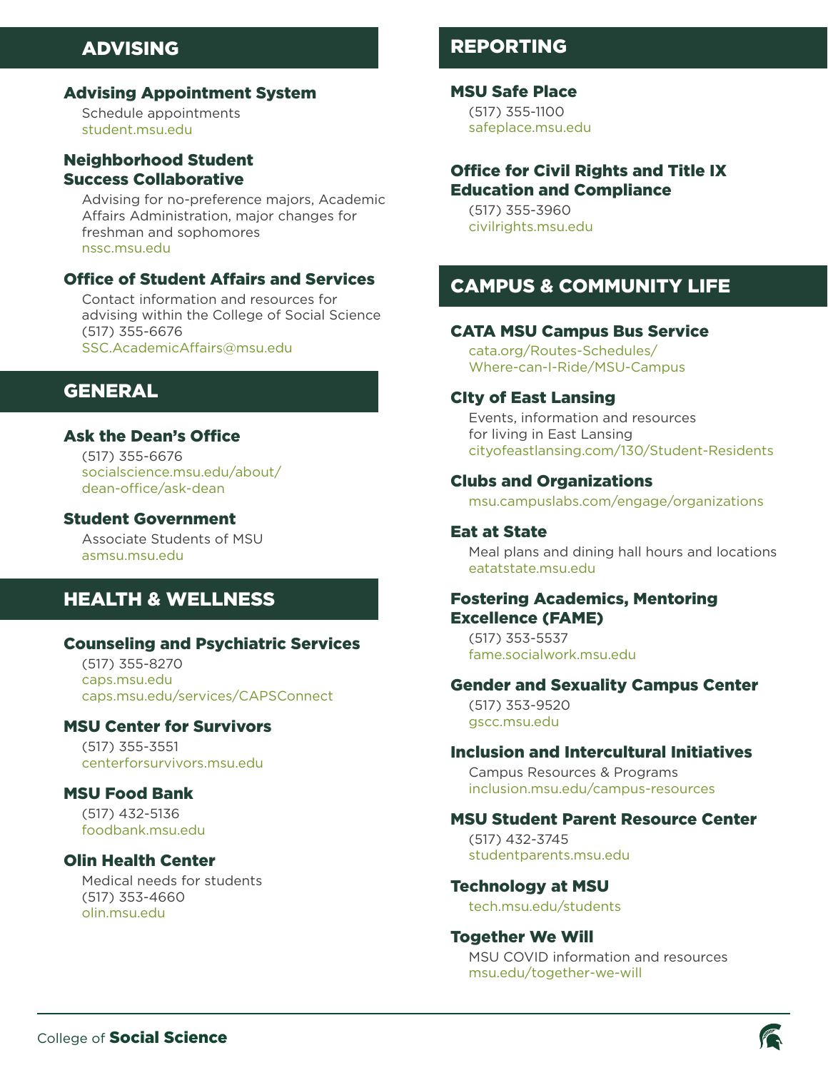## ADVISING

### Advising Appointment System

Schedule appointments
student.msu.edu

### Neighborhood Student Success Collaborative

Advising for no-preference majors, Academic Affairs Administration, major changes for freshman and sophomores
nssc.msu.edu

### Office of Student Affairs and Services

Contact information and resources for advising within the College of Social Science
(517) 355-6676
SSC.AcademicAffairs@msu.edu

## GENERAL

### Ask the Dean's Office

(517) 355-6676
socialscience.msu.edu/about/dean-office/ask-dean

### Student Government

Associate Students of MSU
asmsu.msu.edu

## HEALTH & WELLNESS

### Counseling and Psychiatric Services

(517) 355-8270
caps.msu.edu
caps.msu.edu/services/CAPSConnect

### MSU Center for Survivors

(517) 355-3551
centerforsurvivors.msu.edu

### MSU Food Bank

(517) 432-5136
foodbank.msu.edu

### Olin Health Center

Medical needs for students
(517) 353-4660
olin.msu.edu

## REPORTING

### MSU Safe Place

(517) 355-1100
safeplace.msu.edu

### Office for Civil Rights and Title IX Education and Compliance

(517) 355-3960
civilrights.msu.edu

## CAMPUS & COMMUNITY LIFE

### CATA MSU Campus Bus Service

cata.org/Routes-Schedules/Where-can-I-Ride/MSU-Campus

### CIty of East Lansing

Events, information and resources for living in East Lansing
cityofeastlansing.com/130/Student-Residents

### Clubs and Organizations

msu.campuslabs.com/engage/organizations

### Eat at State

Meal plans and dining hall hours and locations
eatatstate.msu.edu

### Fostering Academics, Mentoring Excellence (FAME)

(517) 353-5537
fame.socialwork.msu.edu

### Gender and Sexuality Campus Center

(517) 353-9520
gscc.msu.edu

### Inclusion and Intercultural Initiatives

Campus Resources & Programs
inclusion.msu.edu/campus-resources

### MSU Student Parent Resource Center

(517) 432-3745
studentparents.msu.edu

### Technology at MSU

tech.msu.edu/students

### Together We Will

MSU COVID information and resources
msu.edu/together-we-will